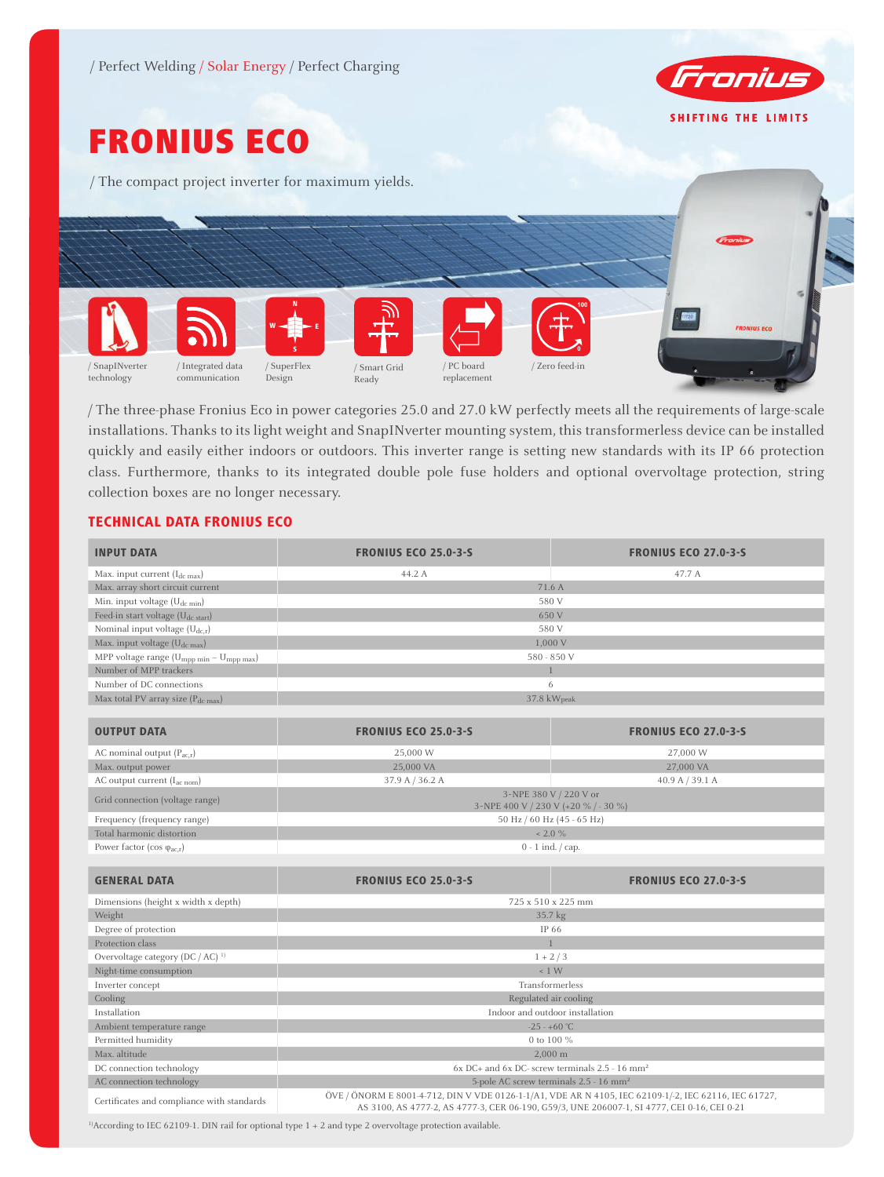/ Perfect Welding / Solar Energy / Perfect Charging

# FRONIUS ECO

/ The compact project inverter for maximum yields.

/ SnapINverter technology
/ Integrated data communication
/ SuperFlex Design
/ Smart Grid Ready
/ PC board replacement
/ Zero feed-in

/ The three-phase Fronius Eco in power categories 25.0 and 27.0 kW perfectly meets all the requirements of large-scale installations. Thanks to its light weight and SnapINverter mounting system, this transformerless device can be installed quickly and easily either indoors or outdoors. This inverter range is setting new standards with its IP 66 protection class. Furthermore, thanks to its integrated double pole fuse holders and optional overvoltage protection, string collection boxes are no longer necessary.

## TECHNICAL DATA FRONIUS ECO

| INPUT DATA | FRONIUS ECO 25.0-3-S | FRONIUS ECO 27.0-3-S |
|---|---|---|
| Max. input current ($I_{dc\ max}$) | 44.2 A | 47.7 A |
| Max. array short circuit current | 71.6 A | |
| Min. input voltage ($U_{dc\ min}$) | 580 V | |
| Feed-in start voltage ($U_{dc\ start}$) | 650 V | |
| Nominal input voltage ($U_{dc,r}$) | 580 V | |
| Max. input voltage ($U_{dc\ max}$) | 1,000 V | |
| MPP voltage range ($U_{mpp\ min} - U_{mpp\ max}$) | 580 - 850 V | |
| Number of MPP trackers | 1 | |
| Number of DC connections | 6 | |
| Max total PV array size ($P_{dc\ max}$) | 37.8 $kW_{peak}$ | |

| OUTPUT DATA | FRONIUS ECO 25.0-3-S | FRONIUS ECO 27.0-3-S |
|---|---|---|
| AC nominal output ($P_{ac,r}$) | 25,000 W | 27,000 W |
| Max. output power | 25,000 VA | 27,000 VA |
| AC output current ($I_{ac\ nom}$) | 37.9 A / 36.2 A | 40.9 A / 39.1 A |
| Grid connection (voltage range) | 3-NPE 380 V / 220 V or 3-NPE 400 V / 230 V (+20 % / -30 %) | |
| Frequency (frequency range) | 50 Hz / 60 Hz (45 - 65 Hz) | |
| Total harmonic distortion | < 2.0 % | |
| Power factor (cos $\varphi_{ac,r}$) | 0 - 1 ind. / cap. | |

| GENERAL DATA | FRONIUS ECO 25.0-3-S | FRONIUS ECO 27.0-3-S |
|---|---|---|
| Dimensions (height x width x depth) | 725 x 510 x 225 mm | |
| Weight | 35.7 kg | |
| Degree of protection | IP 66 | |
| Protection class | 1 | |
| Overvoltage category (DC / AC) [1] | 1 + 2 / 3 | |
| Night-time consumption | < 1 W | |
| Inverter concept | Transformerless | |
| Cooling | Regulated air cooling | |
| Installation | Indoor and outdoor installation | |
| Ambient temperature range | -25 - +60 °C | |
| Permitted humidity | 0 to 100 % | |
| Max. altitude | 2,000 m | |
| DC connection technology | 6x DC+ and 6x DC- screw terminals 2.5 - 16 mm² | |
| AC connection technology | 5-pole AC screw terminals 2.5 - 16 mm² | |
| Certificates and compliance with standards | ÖVE / ÖNORM E 8001-4-712, DIN V VDE 0126-1-1/A1, VDE AR N 4105, IEC 62109-1/-2, IEC 62116, IEC 61727, AS 3100, AS 4777-2, AS 4777-3, CER 06-190, G59/3, UNE 206007-1, SI 4777, CEI 0-16, CEI 0-21 | |

[1] According to IEC 62109-1. DIN rail for optional type 1 + 2 and type 2 overvoltage protection available.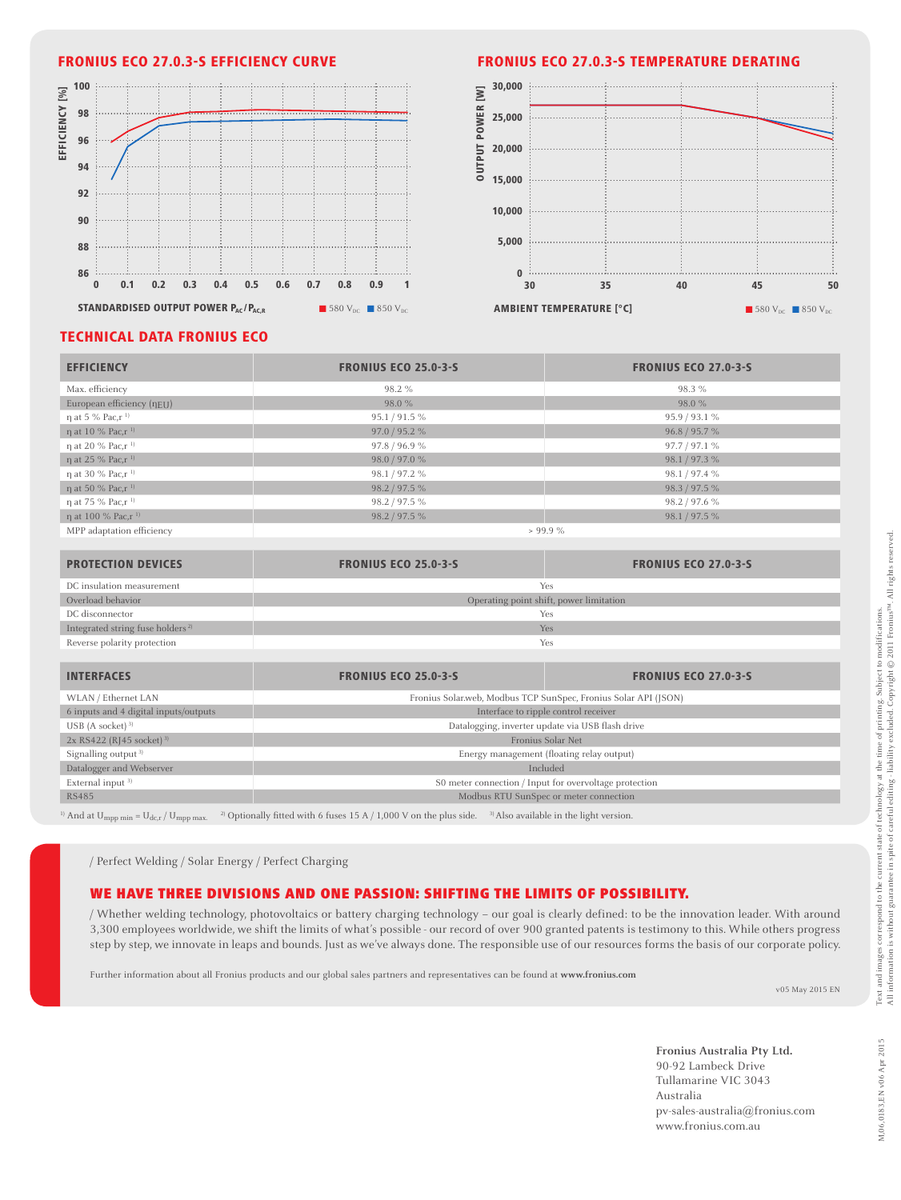## FRONIUS ECO 27.0.3-S EFFICIENCY CURVE

EFFICIENCY [%]

100
98
96
94
92
90
88
86

0 0.1 0.2 0.3 0.4 0.5 0.6 0.7 0.8 0.9 1

STANDARDISED OUTPUT POWER $P_{AC}/P_{AC,R}$

580 $V_{DC}$ 850 $V_{DC}$

## FRONIUS ECO 27.0.3-S TEMPERATURE DERATING

OUTPUT POWER [W]

30,000
25,000
20,000
15,000
10,000
5,000
0

30 35 40 45 50

AMBIENT TEMPERATURE [°C]

580 $V_{DC}$ 850 $V_{DC}$

## TECHNICAL DATA FRONIUS ECO

| EFFICIENCY | FRONIUS ECO 25.0-3-S | FRONIUS ECO 27.0-3-S |
|---|---|---|
| Max. efficiency | 98.2 % | 98.3 % |
| European efficiency (ηEU) | 98.0 % | 98.0 % |
| η at 5 % Pac,r [1] | 95.1 / 91.5 % | 95.9 / 93.1 % |
| η at 10 % Pac,r [1] | 97.0 / 95.2 % | 96.8 / 95.7 % |
| η at 20 % Pac,r [1] | 97.8 / 96.9 % | 97.7 / 97.1 % |
| η at 25 % Pac,r [1] | 98.0 / 97.0 % | 98.1 / 97.3 % |
| η at 30 % Pac,r [1] | 98.1 / 97.2 % | 98.1 / 97.4 % |
| η at 50 % Pac,r [1] | 98.2 / 97.5 % | 98.3 / 97.5 % |
| η at 75 % Pac,r [1] | 98.2 / 97.5 % | 98.2 / 97.6 % |
| η at 100 % Pac,r [1] | 98.2 / 97.5 % | 98.1 / 97.5 % |
| MPP adaptation efficiency | > 99.9 % | |

| PROTECTION DEVICES | FRONIUS ECO 25.0-3-S | FRONIUS ECO 27.0-3-S |
|---|---|---|
| DC insulation measurement | Yes | |
| Overload behavior | Operating point shift, power limitation | |
| DC disconnector | Yes | |
| Integrated string fuse holders [2] | Yes | |
| Reverse polarity protection | Yes | |

| INTERFACES | FRONIUS ECO 25.0-3-S | FRONIUS ECO 27.0-3-S |
|---|---|---|
| WLAN / Ethernet LAN | Fronius Solar.web, Modbus TCP SunSpec, Fronius Solar API (JSON) | |
| 6 inputs and 4 digital inputs/outputs | Interface to ripple control receiver | |
| USB (A socket) [3] | Datalogging, inverter update via USB flash drive | |
| 2x RS422 (RJ45 socket) [3] | Fronius Solar Net | |
| Signalling output [3] | Energy management (floating relay output) | |
| Datalogger and Webserver | Included | |
| External input [3] | S0 meter connection / Input for overvoltage protection | |
| RS485 | Modbus RTU SunSpec or meter connection | |

[1] And at $U_{mpp\ min} = U_{dc,r} / U_{mpp\ max.}$ [2] Optionally fitted with 6 fuses 15 A / 1,000 V on the plus side. [3] Also available in the light version.

/ Perfect Welding / Solar Energy / Perfect Charging

## WE HAVE THREE DIVISIONS AND ONE PASSION: SHIFTING THE LIMITS OF POSSIBILITY.

/ Whether welding technology, photovoltaics or battery charging technology – our goal is clearly defined: to be the innovation leader. With around 3,300 employees worldwide, we shift the limits of what's possible - our record of over 900 granted patents is testimony to this. While others progress step by step, we innovate in leaps and bounds. Just as we've always done. The responsible use of our resources forms the basis of our corporate policy.

Further information about all Fronius products and our global sales partners and representatives can be found at **www.fronius.com**

v05 May 2015 EN

Text and images correspond to the current state of technology at the time of printing. Subject to modifications. All information is without guarantee in spite of careful editing - liability excluded. Copyright © 2011 Fronius™. All rights reserved.

M,06,0183,EN v06 Apr 2015

**Fronius Australia Pty Ltd.**
90-92 Lambeck Drive
Tullamarine VIC 3043
Australia
pv-sales-australia@fronius.com
www.fronius.com.au